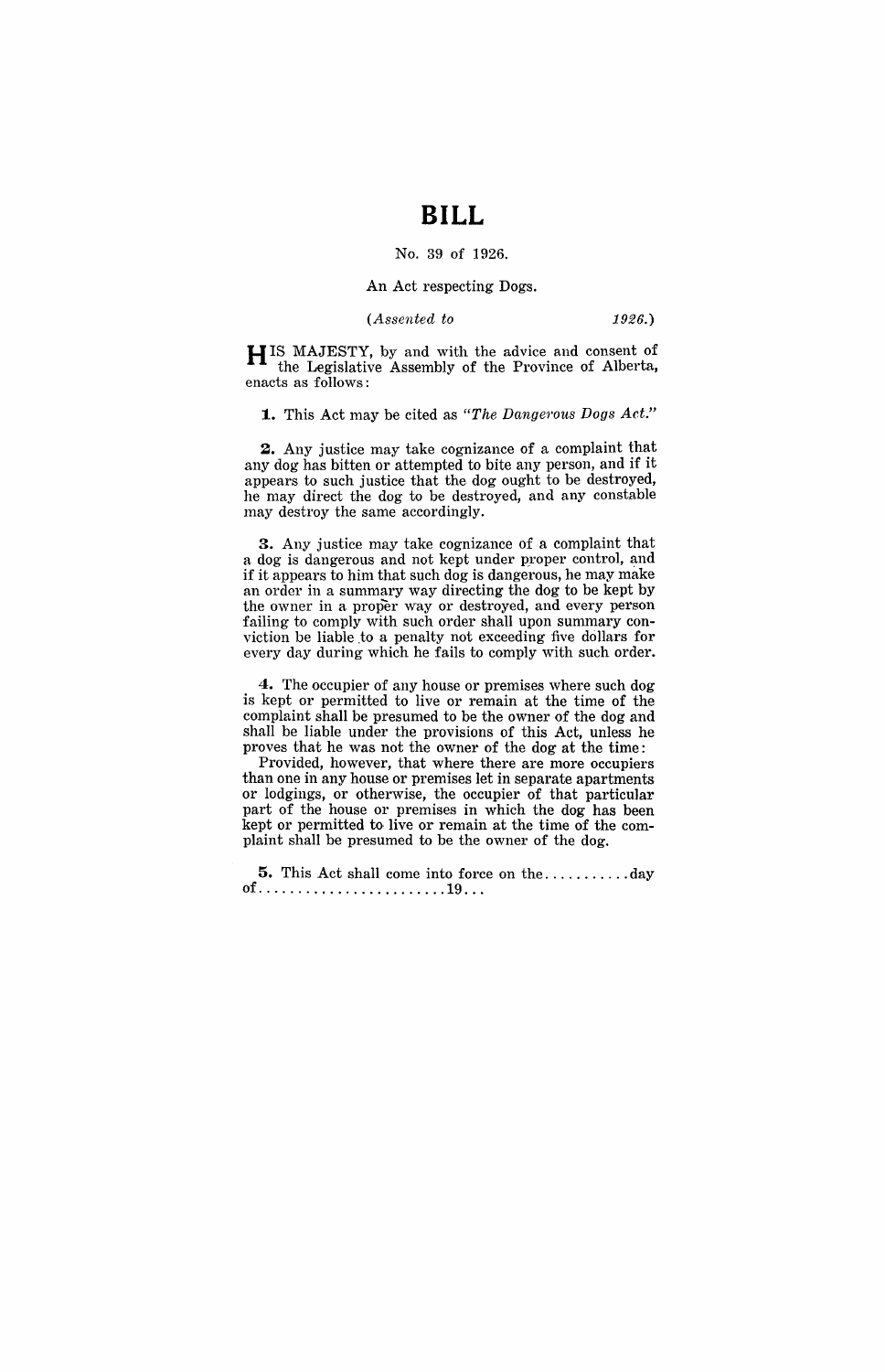# BILL

No. 39 of 1926.

An Act respecting Dogs.

(*Assented to* *1926.*)

HIS MAJESTY, by and with the advice and consent of the Legislative Assembly of the Province of Alberta, enacts as follows:

**1.** This Act may be cited as *"The Dangerous Dogs Act."*

**2.** Any justice may take cognizance of a complaint that any dog has bitten or attempted to bite any person, and if it appears to such justice that the dog ought to be destroyed, he may direct the dog to be destroyed, and any constable may destroy the same accordingly.

**3.** Any justice may take cognizance of a complaint that a dog is dangerous and not kept under proper control, and if it appears to him that such dog is dangerous, he may make an order in a summary way directing the dog to be kept by the owner in a proper way or destroyed, and every person failing to comply with such order shall upon summary conviction be liable to a penalty not exceeding five dollars for every day during which he fails to comply with such order.

**4.** The occupier of any house or premises where such dog is kept or permitted to live or remain at the time of the complaint shall be presumed to be the owner of the dog and shall be liable under the provisions of this Act, unless he proves that he was not the owner of the dog at the time:

Provided, however, that where there are more occupiers than one in any house or premises let in separate apartments or lodgings, or otherwise, the occupier of that particular part of the house or premises in which the dog has been kept or permitted to live or remain at the time of the complaint shall be presumed to be the owner of the dog.

**5.** This Act shall come into force on the...........day of........................19...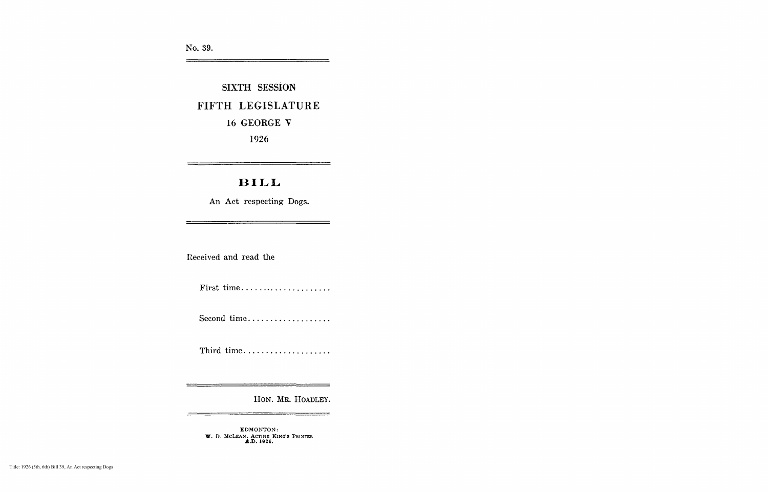No. 39.

SIXTH SESSION

FIFTH LEGISLATURE

16 GEORGE V

1926

# BILL

An Act respecting Dogs.

Received and read the

First time....................

Second time..................

Third time...................

HON. MR. HOADLEY.

EDMONTON:
W. D. MCLEAN, ACTING KING'S PRINTER
A.D. 1926.

Title: 1926 (5th, 6th) Bill 39, An Act respecting Dogs